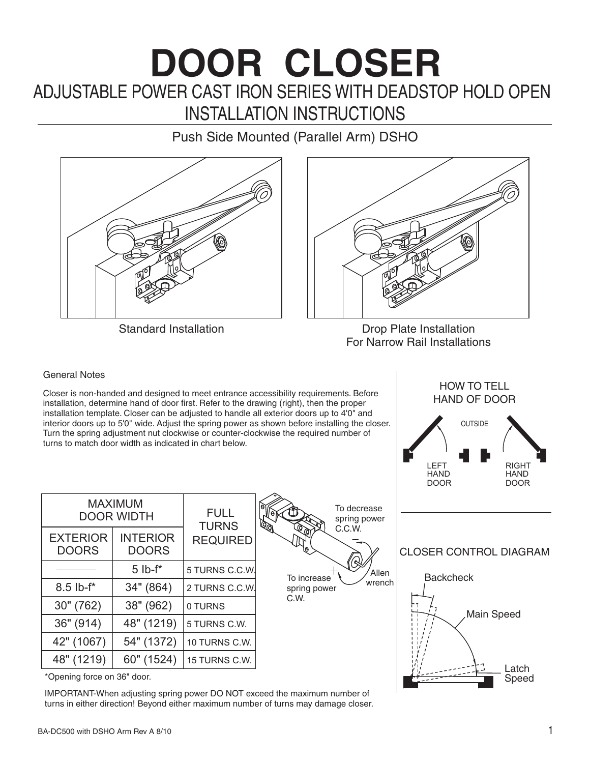# DOOR CLOSER

## ADJUSTABLE POWER CAST IRON SERIES WITH DEADSTOP HOLD OPEN INSTALLATION INSTRUCTIONS

### Push Side Mounted (Parallel Arm) DSHO

Standard Installation

Drop Plate Installation For Narrow Rail Installations

General Notes

Closer is non-handed and designed to meet entrance accessibility requirements. Before installation, determine hand of door first. Refer to the drawing (right), then the proper installation template. Closer can be adjusted to handle all exterior doors up to 4'0" and interior doors up to 5'0" wide. Adjust the spring power as shown before installing the closer. Turn the spring adjustment nut clockwise or counter-clockwise the required number of turns to match door width as indicated in chart below.

| MAXIMUM DOOR WIDTH | | FULL TURNS REQUIRED |
|---|---|---|
| EXTERIOR DOORS | INTERIOR DOORS | |
| ———— | 5 lb-f* | 5 TURNS C.C.W. |
| 8.5 lb-f* | 34" (864) | 2 TURNS C.C.W. |
| 30" (762) | 38" (962) | 0 TURNS |
| 36" (914) | 48" (1219) | 5 TURNS C.W. |
| 42" (1067) | 54" (1372) | 10 TURNS C.W. |
| 48" (1219) | 60" (1524) | 15 TURNS C.W. |

*Opening force on 36" door.

To decrease spring power C.C.W. −

To increase spring power C.W. +

Allen wrench

IMPORTANT-When adjusting spring power DO NOT exceed the maximum number of turns in either direction! Beyond either maximum number of turns may damage closer.

HOW TO TELL HAND OF DOOR

OUTSIDE

LEFT HAND DOOR

RIGHT HAND DOOR

CLOSER CONTROL DIAGRAM

Backcheck

Main Speed

Latch Speed

BA-DC500 with DSHO Arm Rev A 8/10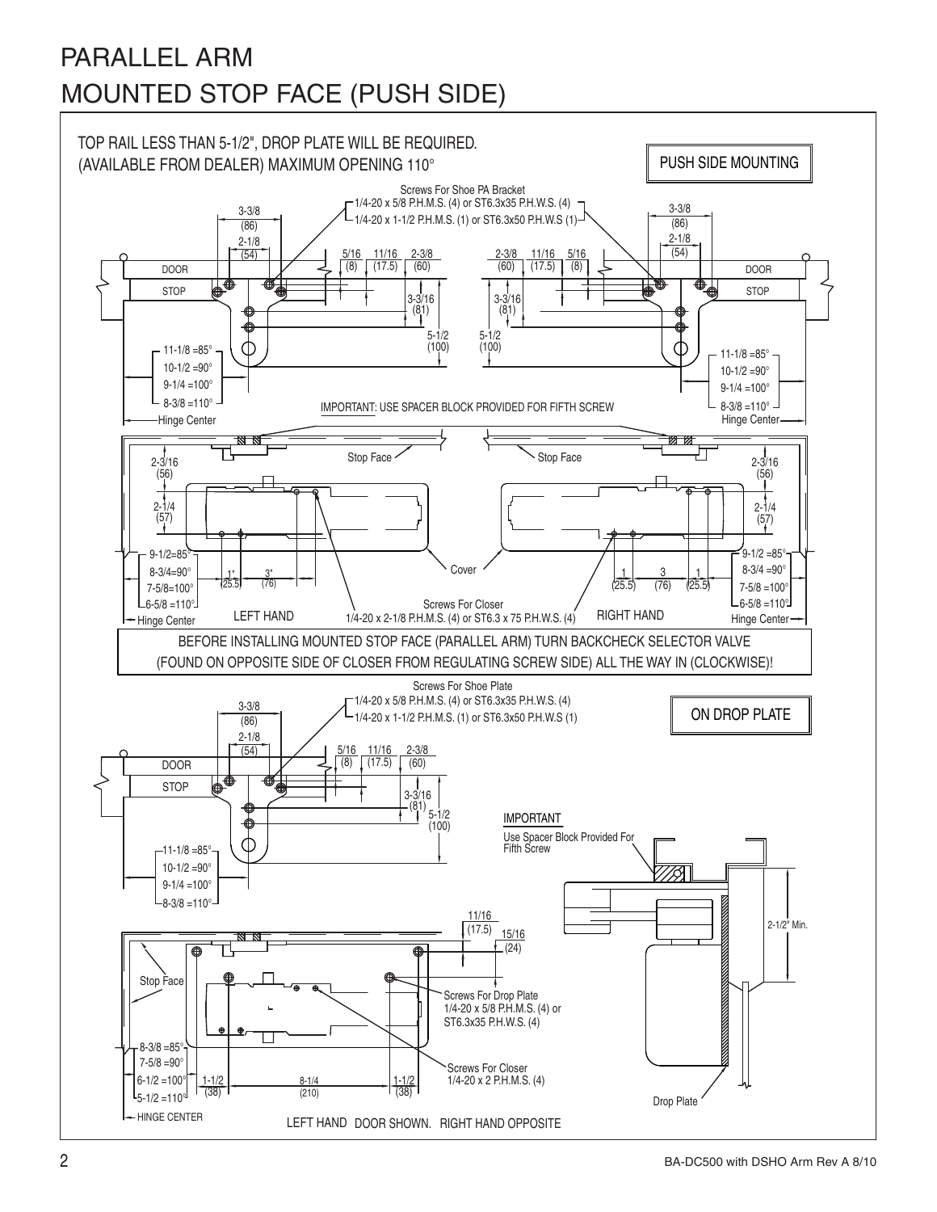# PARALLEL ARM
# MOUNTED STOP FACE (PUSH SIDE)

TOP RAIL LESS THAN 5-1/2", DROP PLATE WILL BE REQUIRED. (AVAILABLE FROM DEALER) MAXIMUM OPENING 110°

**PUSH SIDE MOUNTING**

Screws For Shoe PA Bracket
1/4-20 x 5/8 P.H.M.S. (4) or ST6.3x35 P.H.W.S. (4)
1/4-20 x 1-1/2 P.H.M.S. (1) or ST6.3x50 P.H.W.S (1)

3-3/8 (86)
2-1/8 (54)
5/16 (8)
11/16 (17.5)
2-3/8 (60)
3-3/16 (81)
5-1/2 (100)

DOOR
STOP

11-1/8 =85°
10-1/2 =90°
9-1/4 =100°
8-3/8 =110°
Hinge Center

IMPORTANT: USE SPACER BLOCK PROVIDED FOR FIFTH SCREW

Stop Face

2-3/16 (56)
2-1/4 (57)

9-1/2 =85°
8-3/4 =90°
7-5/8 =100°
6-5/8 =110°
Hinge Center

1" (25.5)
3" (76)
1 (25.5)

Cover

Screws For Closer
1/4-20 x 2-1/8 P.H.M.S. (4) or ST6.3 x 75 P.H.W.S. (4)

LEFT HAND
RIGHT HAND

BEFORE INSTALLING MOUNTED STOP FACE (PARALLEL ARM) TURN BACKCHECK SELECTOR VALVE (FOUND ON OPPOSITE SIDE OF CLOSER FROM REGULATING SCREW SIDE) ALL THE WAY IN (CLOCKWISE)!

**ON DROP PLATE**

Screws For Shoe Plate
1/4-20 x 5/8 P.H.M.S. (4) or ST6.3x35 P.H.W.S. (4)
1/4-20 x 1-1/2 P.H.M.S. (1) or ST6.3x50 P.H.W.S (1)

3-3/8 (86)
2-1/8 (54)
5/16 (8)
11/16 (17.5)
2-3/8 (60)
3-3/16 (81)
5-1/2 (100)

DOOR
STOP

11-1/8 =85°
10-1/2 =90°
9-1/4 =100°
8-3/8 =110°

IMPORTANT
Use Spacer Block Provided For Fifth Screw

2-1/2" Min.

11/16 (17.5)
15/16 (24)

Stop Face

Screws For Drop Plate
1/4-20 x 5/8 P.H.M.S. (4) or ST6.3x35 P.H.W.S. (4)

Screws For Closer
1/4-20 x 2 P.H.M.S. (4)

8-3/8 =85°
7-5/8 =90°
6-1/2 =100°
5-1/2 =110°
HINGE CENTER

1-1/2 (38)
8-1/4 (210)
1-1/2 (38)

Drop Plate

LEFT HAND DOOR SHOWN. RIGHT HAND OPPOSITE

BA-DC500 with DSHO Arm Rev A 8/10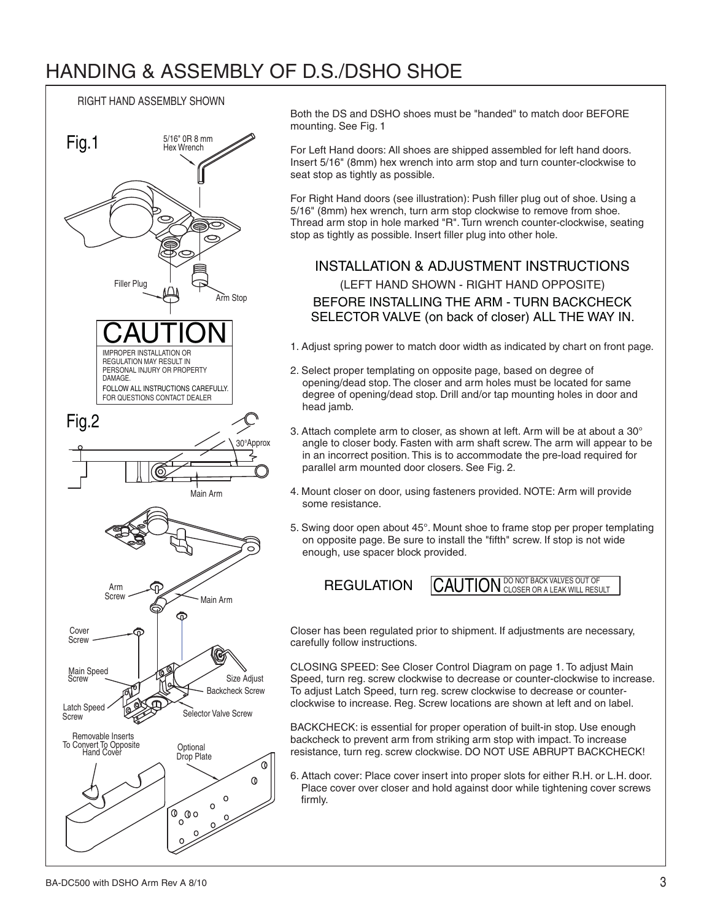# HANDING & ASSEMBLY OF D.S./DSHO SHOE

RIGHT HAND ASSEMBLY SHOWN

Fig.1

5/16" 0R 8 mm Hex Wrench

Filler Plug

Arm Stop

**CAUTION**

IMPROPER INSTALLATION OR REGULATION MAY RESULT IN PERSONAL INJURY OR PROPERTY DAMAGE.
FOLLOW ALL INSTRUCTIONS CAREFULLY.
FOR QUESTIONS CONTACT DEALER

Fig.2

30°Approx

Main Arm

Arm Screw

Main Arm

Cover Screw

Main Speed Screw

Latch Speed Screw

Size Adjust

Backcheck Screw

Selector Valve Screw

Removable Inserts To Convert To Opposite Hand Cover

Optional Drop Plate

Both the DS and DSHO shoes must be "handed" to match door BEFORE mounting. See Fig. 1

For Left Hand doors: All shoes are shipped assembled for left hand doors. Insert 5/16" (8mm) hex wrench into arm stop and turn counter-clockwise to seat stop as tightly as possible.

For Right Hand doors (see illustration): Push filler plug out of shoe. Using a 5/16" (8mm) hex wrench, turn arm stop clockwise to remove from shoe. Thread arm stop in hole marked "R". Turn wrench counter-clockwise, seating stop as tightly as possible. Insert filler plug into other hole.

## INSTALLATION & ADJUSTMENT INSTRUCTIONS

(LEFT HAND SHOWN - RIGHT HAND OPPOSITE)

BEFORE INSTALLING THE ARM - TURN BACKCHECK SELECTOR VALVE (on back of closer) ALL THE WAY IN.

1. Adjust spring power to match door width as indicated by chart on front page.
2. Select proper templating on opposite page, based on degree of opening/dead stop. The closer and arm holes must be located for same degree of opening/dead stop. Drill and/or tap mounting holes in door and head jamb.
3. Attach complete arm to closer, as shown at left. Arm will be at about a 30° angle to closer body. Fasten with arm shaft screw. The arm will appear to be in an incorrect position. This is to accommodate the pre-load required for parallel arm mounted door closers. See Fig. 2.
4. Mount closer on door, using fasteners provided. NOTE: Arm will provide some resistance.
5. Swing door open about 45°. Mount shoe to frame stop per proper templating on opposite page. Be sure to install the "fifth" screw. If stop is not wide enough, use spacer block provided.

## REGULATION

**CAUTION** DO NOT BACK VALVES OUT OF CLOSER OR A LEAK WILL RESULT

Closer has been regulated prior to shipment. If adjustments are necessary, carefully follow instructions.

CLOSING SPEED: See Closer Control Diagram on page 1. To adjust Main Speed, turn reg. screw clockwise to decrease or counter-clockwise to increase. To adjust Latch Speed, turn reg. screw clockwise to decrease or counter-clockwise to increase. Reg. Screw locations are shown at left and on label.

BACKCHECK: is essential for proper operation of built-in stop. Use enough backcheck to prevent arm from striking arm stop with impact. To increase resistance, turn reg. screw clockwise. DO NOT USE ABRUPT BACKCHECK!

6. Attach cover: Place cover insert into proper slots for either R.H. or L.H. door. Place cover over closer and hold against door while tightening cover screws firmly.